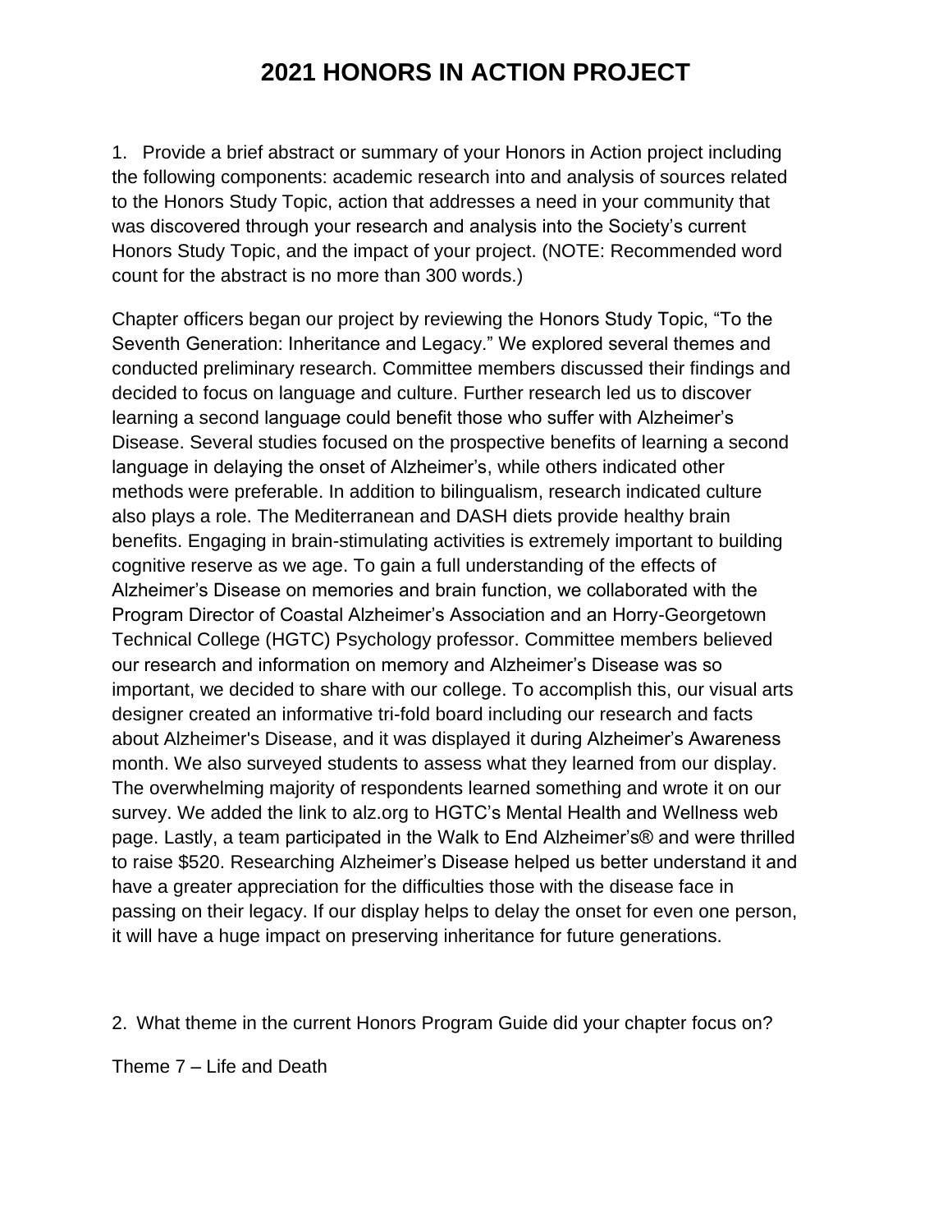# 2021 HONORS IN ACTION PROJECT

1. Provide a brief abstract or summary of your Honors in Action project including the following components: academic research into and analysis of sources related to the Honors Study Topic, action that addresses a need in your community that was discovered through your research and analysis into the Society's current Honors Study Topic, and the impact of your project. (NOTE: Recommended word count for the abstract is no more than 300 words.)

Chapter officers began our project by reviewing the Honors Study Topic, "To the Seventh Generation: Inheritance and Legacy." We explored several themes and conducted preliminary research. Committee members discussed their findings and decided to focus on language and culture. Further research led us to discover learning a second language could benefit those who suffer with Alzheimer's Disease. Several studies focused on the prospective benefits of learning a second language in delaying the onset of Alzheimer's, while others indicated other methods were preferable. In addition to bilingualism, research indicated culture also plays a role. The Mediterranean and DASH diets provide healthy brain benefits. Engaging in brain-stimulating activities is extremely important to building cognitive reserve as we age. To gain a full understanding of the effects of Alzheimer's Disease on memories and brain function, we collaborated with the Program Director of Coastal Alzheimer's Association and an Horry-Georgetown Technical College (HGTC) Psychology professor. Committee members believed our research and information on memory and Alzheimer's Disease was so important, we decided to share with our college. To accomplish this, our visual arts designer created an informative tri-fold board including our research and facts about Alzheimer's Disease, and it was displayed it during Alzheimer's Awareness month. We also surveyed students to assess what they learned from our display. The overwhelming majority of respondents learned something and wrote it on our survey. We added the link to alz.org to HGTC's Mental Health and Wellness web page. Lastly, a team participated in the Walk to End Alzheimer's® and were thrilled to raise $520. Researching Alzheimer's Disease helped us better understand it and have a greater appreciation for the difficulties those with the disease face in passing on their legacy. If our display helps to delay the onset for even one person, it will have a huge impact on preserving inheritance for future generations.

2. What theme in the current Honors Program Guide did your chapter focus on?

Theme 7 – Life and Death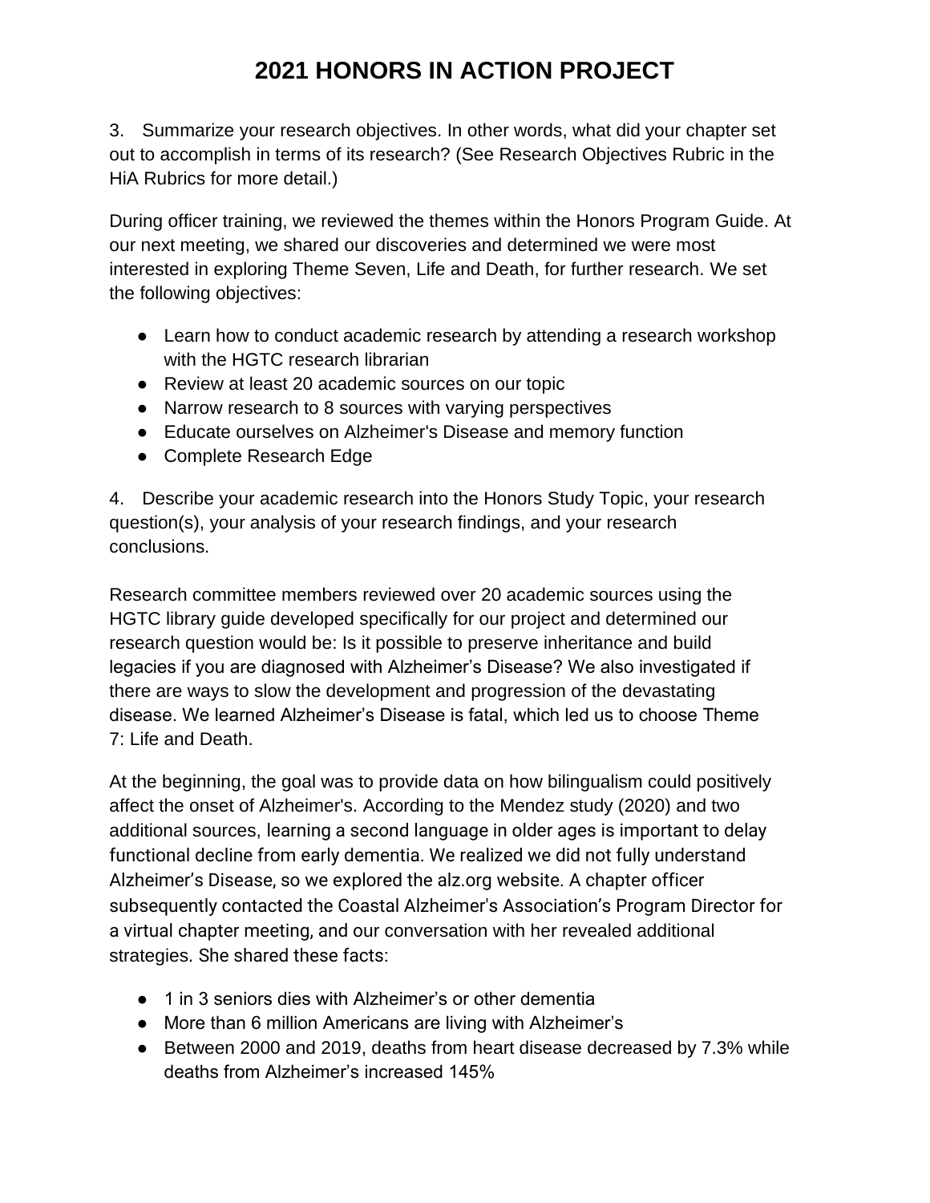# 2021 HONORS IN ACTION PROJECT

3. Summarize your research objectives. In other words, what did your chapter set out to accomplish in terms of its research? (See Research Objectives Rubric in the HiA Rubrics for more detail.)

During officer training, we reviewed the themes within the Honors Program Guide. At our next meeting, we shared our discoveries and determined we were most interested in exploring Theme Seven, Life and Death, for further research. We set the following objectives:

- Learn how to conduct academic research by attending a research workshop with the HGTC research librarian
- Review at least 20 academic sources on our topic
- Narrow research to 8 sources with varying perspectives
- Educate ourselves on Alzheimer's Disease and memory function
- Complete Research Edge

4. Describe your academic research into the Honors Study Topic, your research question(s), your analysis of your research findings, and your research conclusions.

Research committee members reviewed over 20 academic sources using the HGTC library guide developed specifically for our project and determined our research question would be: Is it possible to preserve inheritance and build legacies if you are diagnosed with Alzheimer's Disease? We also investigated if there are ways to slow the development and progression of the devastating disease. We learned Alzheimer's Disease is fatal, which led us to choose Theme 7: Life and Death.

At the beginning, the goal was to provide data on how bilingualism could positively affect the onset of Alzheimer's. According to the Mendez study (2020) and two additional sources, learning a second language in older ages is important to delay functional decline from early dementia. We realized we did not fully understand Alzheimer's Disease, so we explored the alz.org website. A chapter officer subsequently contacted the Coastal Alzheimer's Association's Program Director for a virtual chapter meeting, and our conversation with her revealed additional strategies. She shared these facts:

- 1 in 3 seniors dies with Alzheimer's or other dementia
- More than 6 million Americans are living with Alzheimer's
- Between 2000 and 2019, deaths from heart disease decreased by 7.3% while deaths from Alzheimer's increased 145%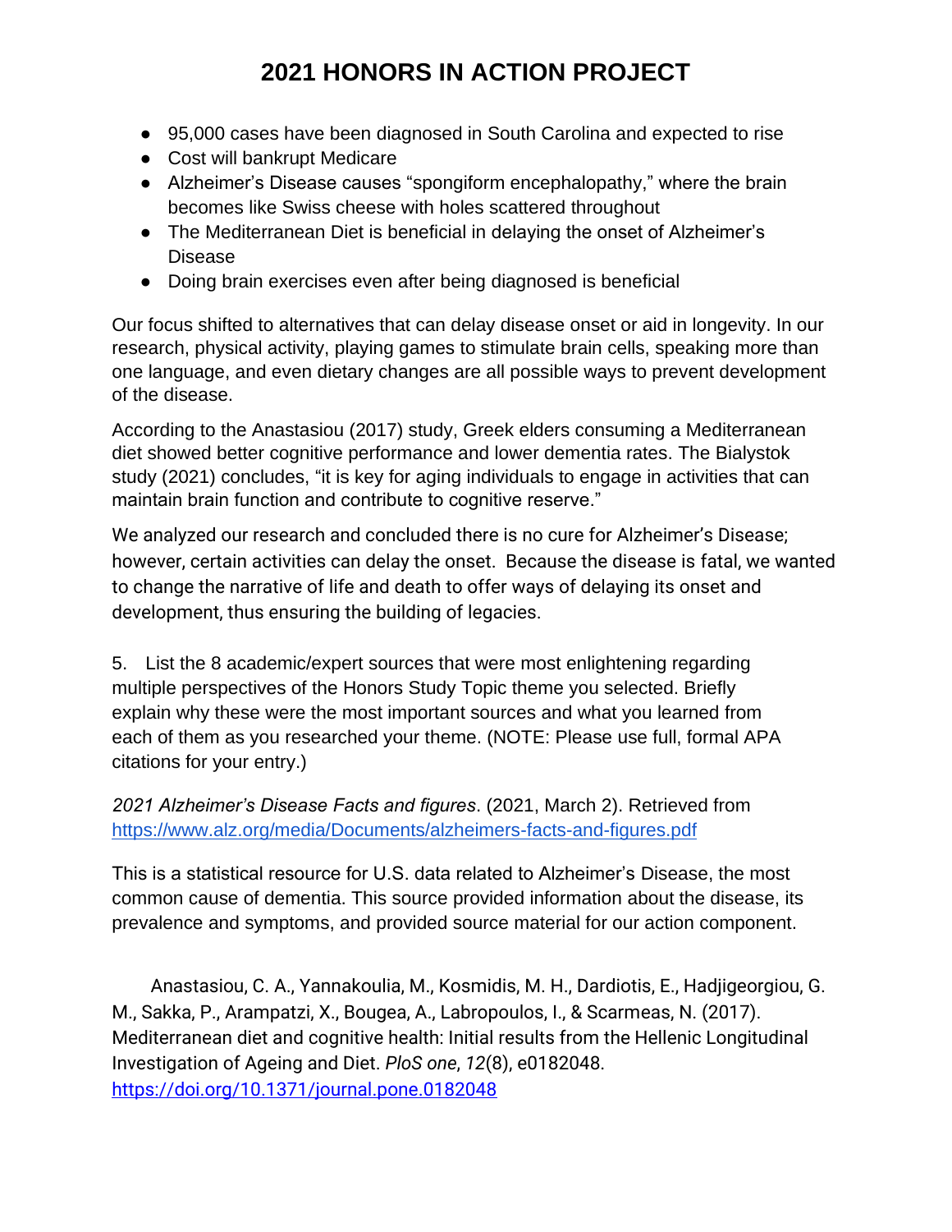# 2021 HONORS IN ACTION PROJECT

- 95,000 cases have been diagnosed in South Carolina and expected to rise
- Cost will bankrupt Medicare
- Alzheimer's Disease causes "spongiform encephalopathy," where the brain becomes like Swiss cheese with holes scattered throughout
- The Mediterranean Diet is beneficial in delaying the onset of Alzheimer's Disease
- Doing brain exercises even after being diagnosed is beneficial

Our focus shifted to alternatives that can delay disease onset or aid in longevity. In our research, physical activity, playing games to stimulate brain cells, speaking more than one language, and even dietary changes are all possible ways to prevent development of the disease.

According to the Anastasiou (2017) study, Greek elders consuming a Mediterranean diet showed better cognitive performance and lower dementia rates. The Bialystok study (2021) concludes, "it is key for aging individuals to engage in activities that can maintain brain function and contribute to cognitive reserve."

We analyzed our research and concluded there is no cure for Alzheimer's Disease; however, certain activities can delay the onset. Because the disease is fatal, we wanted to change the narrative of life and death to offer ways of delaying its onset and development, thus ensuring the building of legacies.

5. List the 8 academic/expert sources that were most enlightening regarding multiple perspectives of the Honors Study Topic theme you selected. Briefly explain why these were the most important sources and what you learned from each of them as you researched your theme. (NOTE: Please use full, formal APA citations for your entry.)

*2021 Alzheimer's Disease Facts and figures*. (2021, March 2). Retrieved from https://www.alz.org/media/Documents/alzheimers-facts-and-figures.pdf

This is a statistical resource for U.S. data related to Alzheimer's Disease, the most common cause of dementia. This source provided information about the disease, its prevalence and symptoms, and provided source material for our action component.

Anastasiou, C. A., Yannakoulia, M., Kosmidis, M. H., Dardiotis, E., Hadjigeorgiou, G. M., Sakka, P., Arampatzi, X., Bougea, A., Labropoulos, I., & Scarmeas, N. (2017). Mediterranean diet and cognitive health: Initial results from the Hellenic Longitudinal Investigation of Ageing and Diet. *PloS one*, *12*(8), e0182048. https://doi.org/10.1371/journal.pone.0182048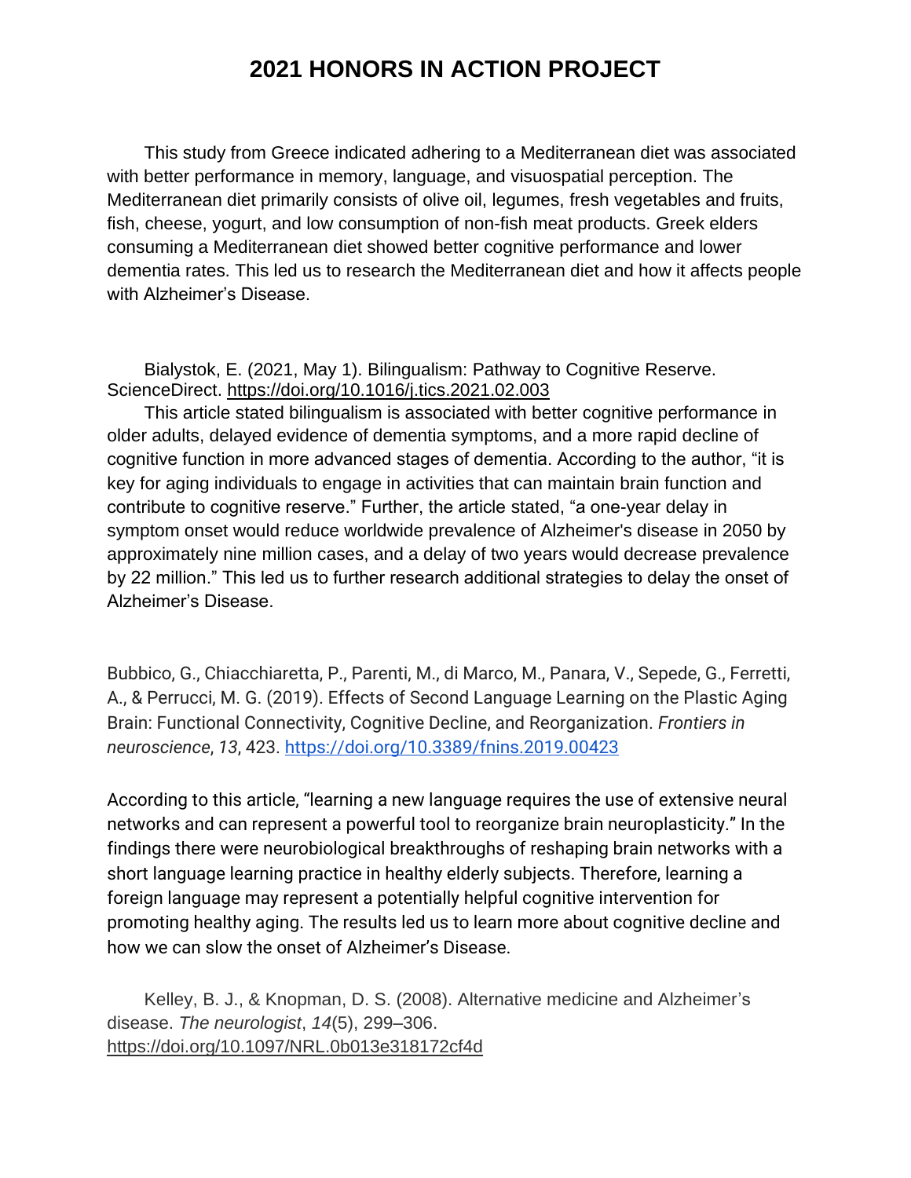# 2021 HONORS IN ACTION PROJECT

This study from Greece indicated adhering to a Mediterranean diet was associated with better performance in memory, language, and visuospatial perception. The Mediterranean diet primarily consists of olive oil, legumes, fresh vegetables and fruits, fish, cheese, yogurt, and low consumption of non-fish meat products. Greek elders consuming a Mediterranean diet showed better cognitive performance and lower dementia rates. This led us to research the Mediterranean diet and how it affects people with Alzheimer's Disease.

Bialystok, E. (2021, May 1). Bilingualism: Pathway to Cognitive Reserve. ScienceDirect. https://doi.org/10.1016/j.tics.2021.02.003

This article stated bilingualism is associated with better cognitive performance in older adults, delayed evidence of dementia symptoms, and a more rapid decline of cognitive function in more advanced stages of dementia. According to the author, "it is key for aging individuals to engage in activities that can maintain brain function and contribute to cognitive reserve." Further, the article stated, "a one-year delay in symptom onset would reduce worldwide prevalence of Alzheimer's disease in 2050 by approximately nine million cases, and a delay of two years would decrease prevalence by 22 million." This led us to further research additional strategies to delay the onset of Alzheimer's Disease.

Bubbico, G., Chiacchiaretta, P., Parenti, M., di Marco, M., Panara, V., Sepede, G., Ferretti, A., & Perrucci, M. G. (2019). Effects of Second Language Learning on the Plastic Aging Brain: Functional Connectivity, Cognitive Decline, and Reorganization. *Frontiers in neuroscience*, *13*, 423. https://doi.org/10.3389/fnins.2019.00423

According to this article, "learning a new language requires the use of extensive neural networks and can represent a powerful tool to reorganize brain neuroplasticity." In the findings there were neurobiological breakthroughs of reshaping brain networks with a short language learning practice in healthy elderly subjects. Therefore, learning a foreign language may represent a potentially helpful cognitive intervention for promoting healthy aging. The results led us to learn more about cognitive decline and how we can slow the onset of Alzheimer's Disease.

Kelley, B. J., & Knopman, D. S. (2008). Alternative medicine and Alzheimer's disease. *The neurologist*, *14*(5), 299–306. https://doi.org/10.1097/NRL.0b013e318172cf4d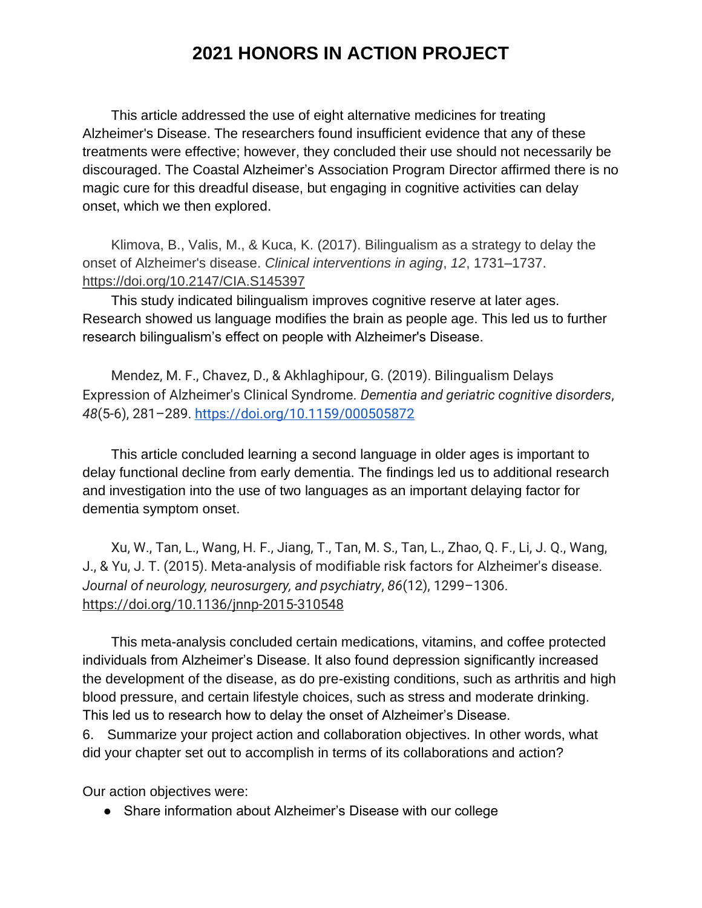# 2021 HONORS IN ACTION PROJECT

This article addressed the use of eight alternative medicines for treating Alzheimer's Disease. The researchers found insufficient evidence that any of these treatments were effective; however, they concluded their use should not necessarily be discouraged. The Coastal Alzheimer's Association Program Director affirmed there is no magic cure for this dreadful disease, but engaging in cognitive activities can delay onset, which we then explored.

Klimova, B., Valis, M., & Kuca, K. (2017). Bilingualism as a strategy to delay the onset of Alzheimer's disease. *Clinical interventions in aging*, *12*, 1731–1737. https://doi.org/10.2147/CIA.S145397

This study indicated bilingualism improves cognitive reserve at later ages. Research showed us language modifies the brain as people age. This led us to further research bilingualism's effect on people with Alzheimer's Disease.

Mendez, M. F., Chavez, D., & Akhlaghipour, G. (2019). Bilingualism Delays Expression of Alzheimer's Clinical Syndrome. *Dementia and geriatric cognitive disorders*, *48*(5-6), 281–289. https://doi.org/10.1159/000505872

This article concluded learning a second language in older ages is important to delay functional decline from early dementia. The findings led us to additional research and investigation into the use of two languages as an important delaying factor for dementia symptom onset.

Xu, W., Tan, L., Wang, H. F., Jiang, T., Tan, M. S., Tan, L., Zhao, Q. F., Li, J. Q., Wang, J., & Yu, J. T. (2015). Meta-analysis of modifiable risk factors for Alzheimer's disease. *Journal of neurology, neurosurgery, and psychiatry*, *86*(12), 1299–1306. https://doi.org/10.1136/jnnp-2015-310548

This meta-analysis concluded certain medications, vitamins, and coffee protected individuals from Alzheimer's Disease. It also found depression significantly increased the development of the disease, as do pre-existing conditions, such as arthritis and high blood pressure, and certain lifestyle choices, such as stress and moderate drinking. This led us to research how to delay the onset of Alzheimer's Disease.

6. Summarize your project action and collaboration objectives. In other words, what did your chapter set out to accomplish in terms of its collaborations and action?

Our action objectives were:

- Share information about Alzheimer's Disease with our college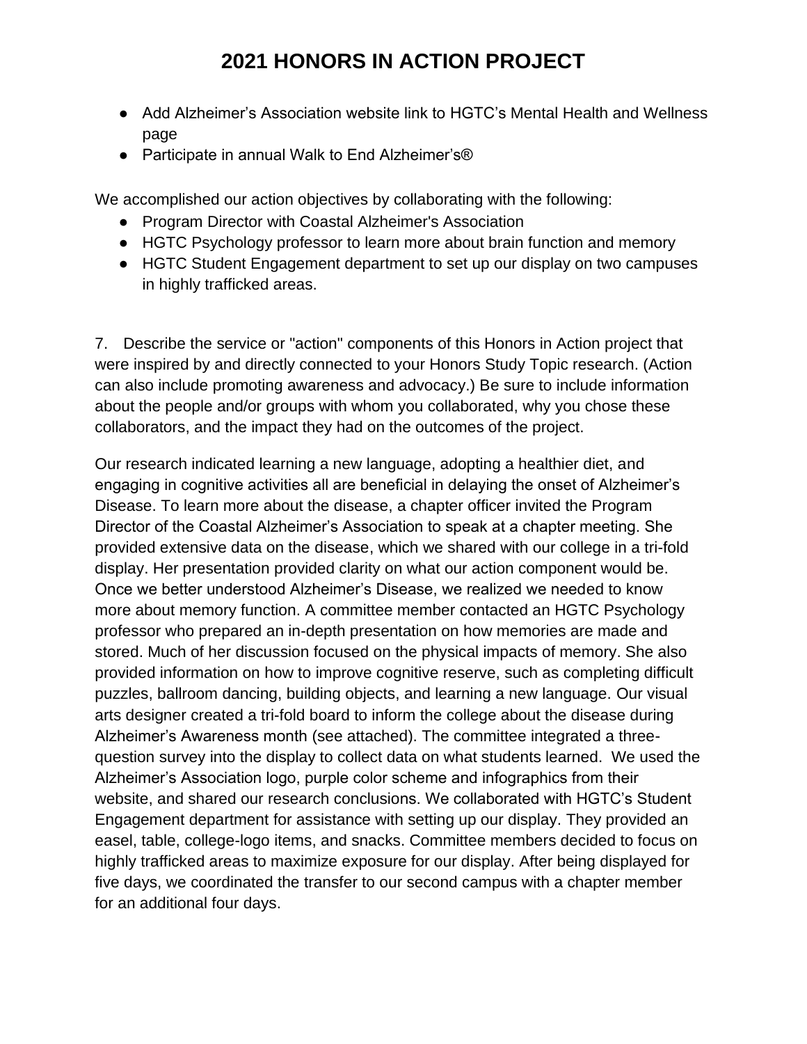# 2021 HONORS IN ACTION PROJECT

- Add Alzheimer's Association website link to HGTC's Mental Health and Wellness page
- Participate in annual Walk to End Alzheimer's®

We accomplished our action objectives by collaborating with the following:

- Program Director with Coastal Alzheimer's Association
- HGTC Psychology professor to learn more about brain function and memory
- HGTC Student Engagement department to set up our display on two campuses in highly trafficked areas.

7. Describe the service or "action" components of this Honors in Action project that were inspired by and directly connected to your Honors Study Topic research. (Action can also include promoting awareness and advocacy.) Be sure to include information about the people and/or groups with whom you collaborated, why you chose these collaborators, and the impact they had on the outcomes of the project.

Our research indicated learning a new language, adopting a healthier diet, and engaging in cognitive activities all are beneficial in delaying the onset of Alzheimer's Disease. To learn more about the disease, a chapter officer invited the Program Director of the Coastal Alzheimer's Association to speak at a chapter meeting. She provided extensive data on the disease, which we shared with our college in a tri-fold display. Her presentation provided clarity on what our action component would be. Once we better understood Alzheimer's Disease, we realized we needed to know more about memory function. A committee member contacted an HGTC Psychology professor who prepared an in-depth presentation on how memories are made and stored. Much of her discussion focused on the physical impacts of memory. She also provided information on how to improve cognitive reserve, such as completing difficult puzzles, ballroom dancing, building objects, and learning a new language. Our visual arts designer created a tri-fold board to inform the college about the disease during Alzheimer's Awareness month (see attached). The committee integrated a three-question survey into the display to collect data on what students learned. We used the Alzheimer's Association logo, purple color scheme and infographics from their website, and shared our research conclusions. We collaborated with HGTC's Student Engagement department for assistance with setting up our display. They provided an easel, table, college-logo items, and snacks. Committee members decided to focus on highly trafficked areas to maximize exposure for our display. After being displayed for five days, we coordinated the transfer to our second campus with a chapter member for an additional four days.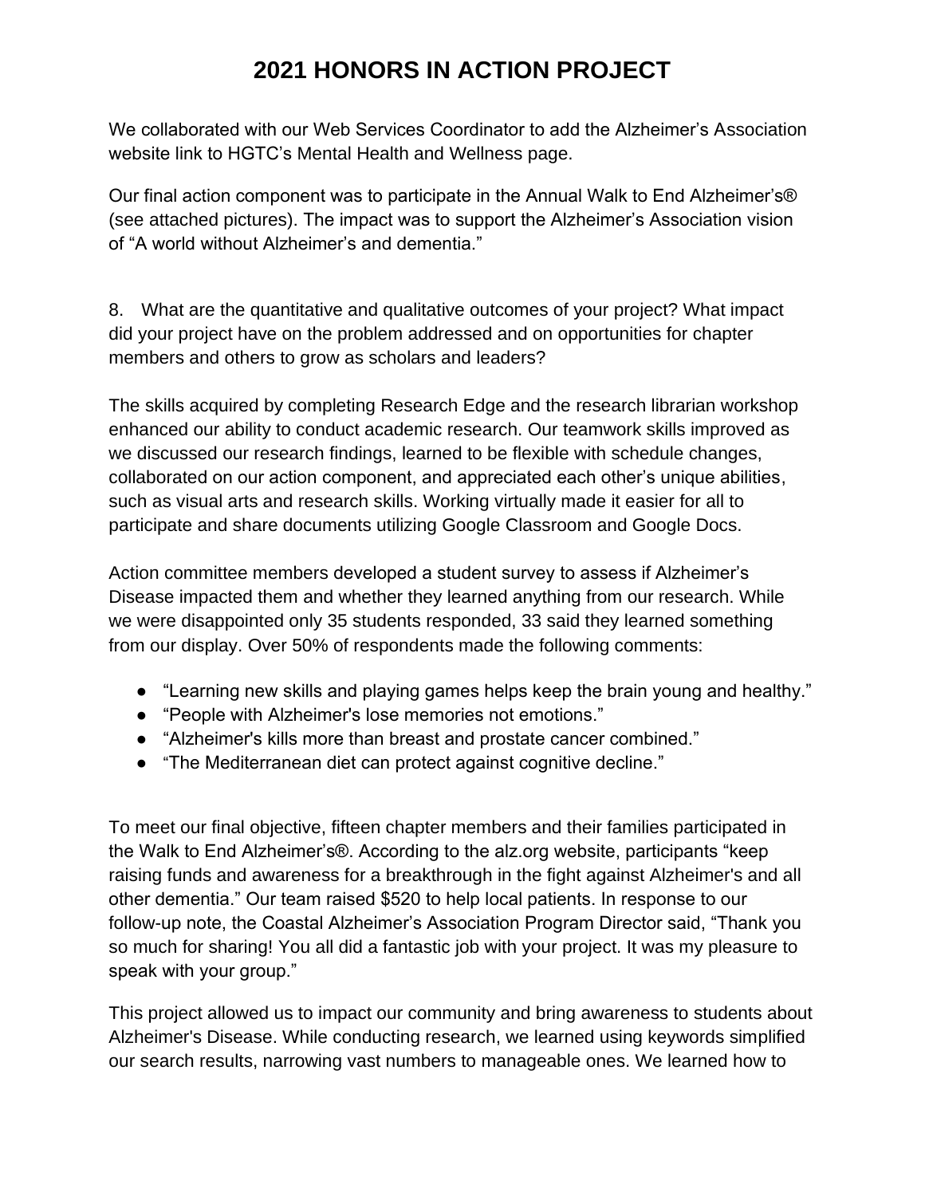# 2021 HONORS IN ACTION PROJECT

We collaborated with our Web Services Coordinator to add the Alzheimer's Association website link to HGTC's Mental Health and Wellness page.

Our final action component was to participate in the Annual Walk to End Alzheimer's® (see attached pictures). The impact was to support the Alzheimer's Association vision of "A world without Alzheimer's and dementia."

8. What are the quantitative and qualitative outcomes of your project? What impact did your project have on the problem addressed and on opportunities for chapter members and others to grow as scholars and leaders?

The skills acquired by completing Research Edge and the research librarian workshop enhanced our ability to conduct academic research. Our teamwork skills improved as we discussed our research findings, learned to be flexible with schedule changes, collaborated on our action component, and appreciated each other's unique abilities, such as visual arts and research skills. Working virtually made it easier for all to participate and share documents utilizing Google Classroom and Google Docs.

Action committee members developed a student survey to assess if Alzheimer's Disease impacted them and whether they learned anything from our research. While we were disappointed only 35 students responded, 33 said they learned something from our display. Over 50% of respondents made the following comments:

- "Learning new skills and playing games helps keep the brain young and healthy."
- "People with Alzheimer's lose memories not emotions."
- "Alzheimer's kills more than breast and prostate cancer combined."
- "The Mediterranean diet can protect against cognitive decline."

To meet our final objective, fifteen chapter members and their families participated in the Walk to End Alzheimer's®. According to the alz.org website, participants "keep raising funds and awareness for a breakthrough in the fight against Alzheimer's and all other dementia." Our team raised $520 to help local patients. In response to our follow-up note, the Coastal Alzheimer's Association Program Director said, "Thank you so much for sharing! You all did a fantastic job with your project. It was my pleasure to speak with your group."

This project allowed us to impact our community and bring awareness to students about Alzheimer's Disease. While conducting research, we learned using keywords simplified our search results, narrowing vast numbers to manageable ones. We learned how to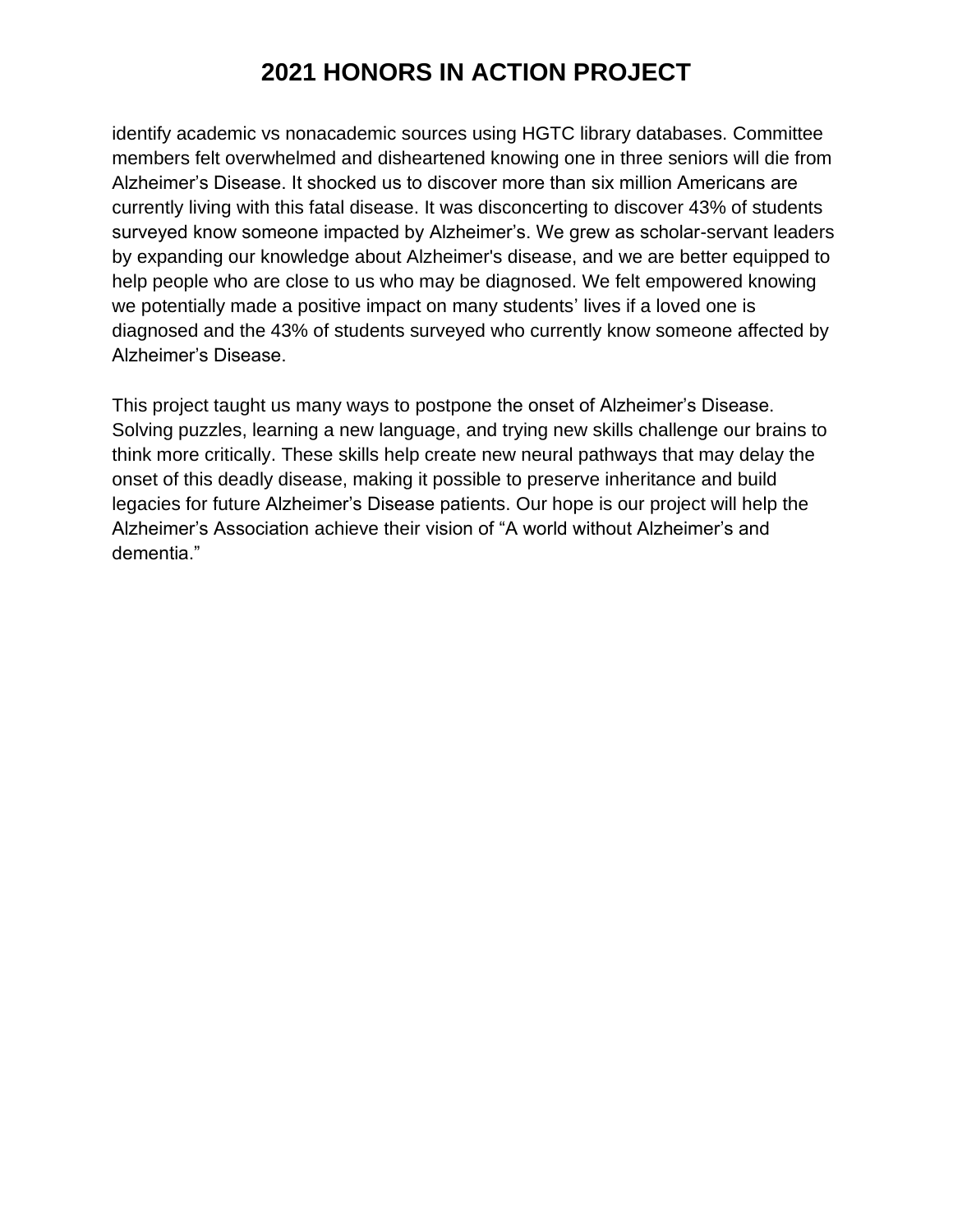identify academic vs nonacademic sources using HGTC library databases. Committee members felt overwhelmed and disheartened knowing one in three seniors will die from Alzheimer's Disease. It shocked us to discover more than six million Americans are currently living with this fatal disease. It was disconcerting to discover 43% of students surveyed know someone impacted by Alzheimer's. We grew as scholar-servant leaders by expanding our knowledge about Alzheimer's disease, and we are better equipped to help people who are close to us who may be diagnosed. We felt empowered knowing we potentially made a positive impact on many students' lives if a loved one is diagnosed and the 43% of students surveyed who currently know someone affected by Alzheimer's Disease.

This project taught us many ways to postpone the onset of Alzheimer's Disease. Solving puzzles, learning a new language, and trying new skills challenge our brains to think more critically. These skills help create new neural pathways that may delay the onset of this deadly disease, making it possible to preserve inheritance and build legacies for future Alzheimer's Disease patients. Our hope is our project will help the Alzheimer's Association achieve their vision of "A world without Alzheimer's and dementia."